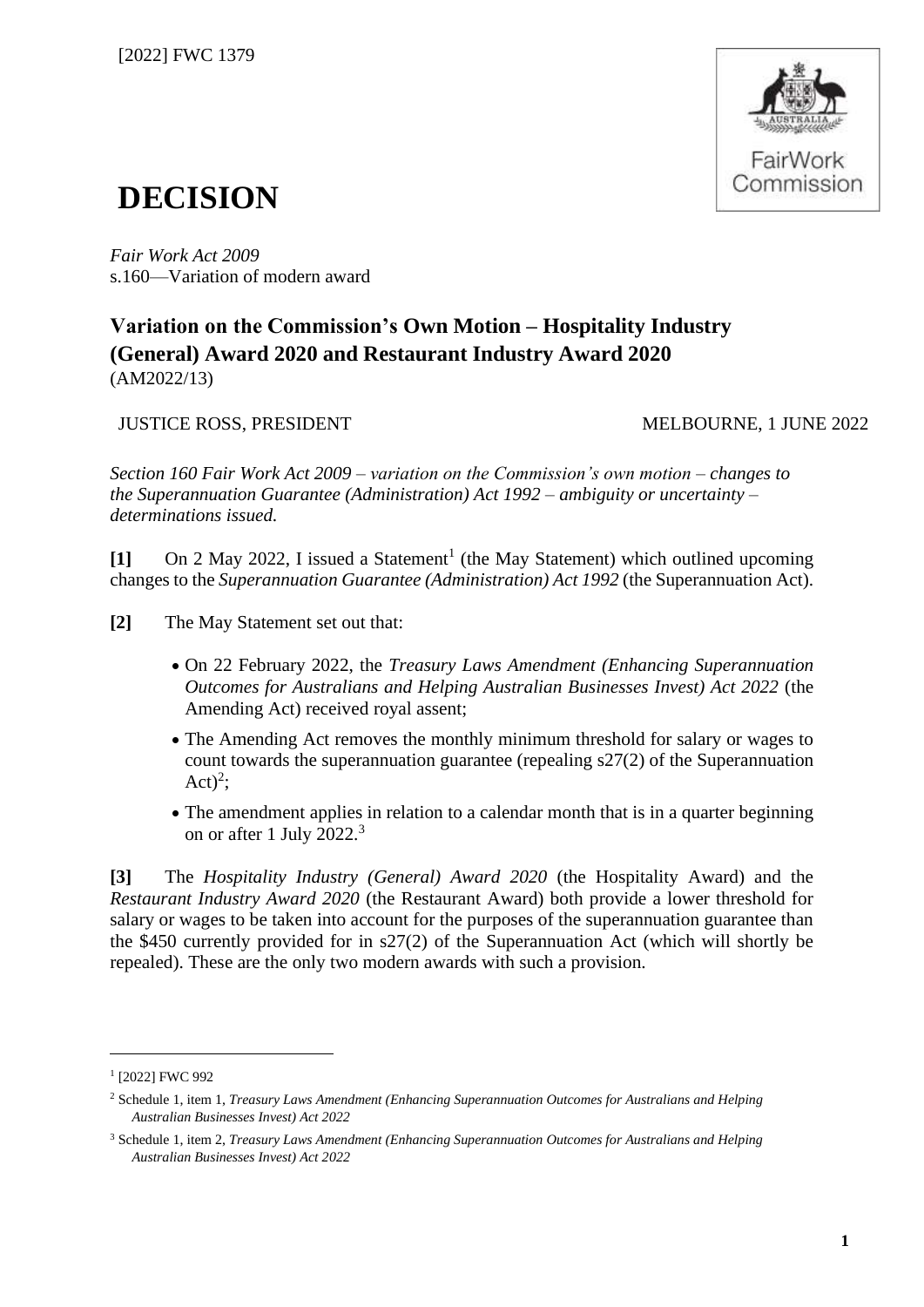[2022] FWC 1379

# DECISION

*Fair Work Act 2009*
s.160—Variation of modern award

## Variation on the Commission's Own Motion – Hospitality Industry (General) Award 2020 and Restaurant Industry Award 2020

(AM2022/13)

JUSTICE ROSS, PRESIDENT — MELBOURNE, 1 JUNE 2022

*Section 160 Fair Work Act 2009 – variation on the Commission's own motion – changes to the Superannuation Guarantee (Administration) Act 1992 – ambiguity or uncertainty – determinations issued.*

**[1]** On 2 May 2022, I issued a Statement[1] (the May Statement) which outlined upcoming changes to the *Superannuation Guarantee (Administration) Act 1992* (the Superannuation Act).

**[2]** The May Statement set out that:

- On 22 February 2022, the *Treasury Laws Amendment (Enhancing Superannuation Outcomes for Australians and Helping Australian Businesses Invest) Act 2022* (the Amending Act) received royal assent;
- The Amending Act removes the monthly minimum threshold for salary or wages to count towards the superannuation guarantee (repealing s27(2) of the Superannuation Act)[2];
- The amendment applies in relation to a calendar month that is in a quarter beginning on or after 1 July 2022.[3]

**[3]** The *Hospitality Industry (General) Award 2020* (the Hospitality Award) and the *Restaurant Industry Award 2020* (the Restaurant Award) both provide a lower threshold for salary or wages to be taken into account for the purposes of the superannuation guarantee than the $450 currently provided for in s27(2) of the Superannuation Act (which will shortly be repealed). These are the only two modern awards with such a provision.

---

[1] [2022] FWC 992

[2] Schedule 1, item 1, *Treasury Laws Amendment (Enhancing Superannuation Outcomes for Australians and Helping Australian Businesses Invest) Act 2022*

[3] Schedule 1, item 2, *Treasury Laws Amendment (Enhancing Superannuation Outcomes for Australians and Helping Australian Businesses Invest) Act 2022*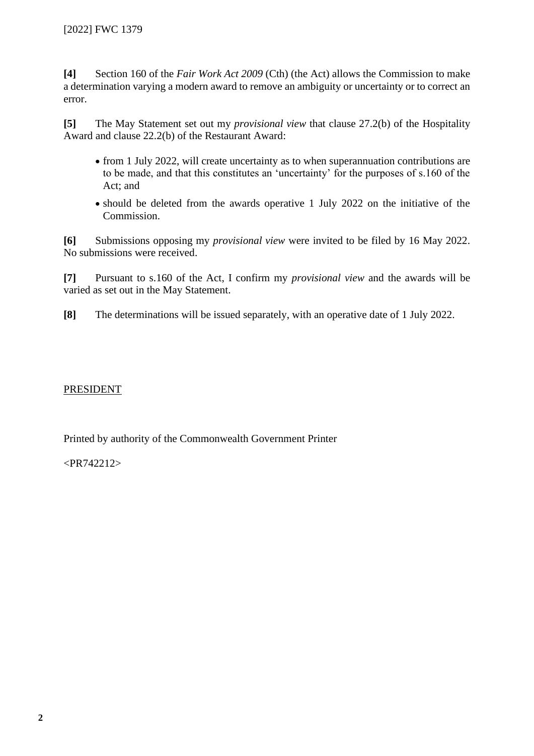**[4]** Section 160 of the *Fair Work Act 2009* (Cth) (the Act) allows the Commission to make a determination varying a modern award to remove an ambiguity or uncertainty or to correct an error.

**[5]** The May Statement set out my *provisional view* that clause 27.2(b) of the Hospitality Award and clause 22.2(b) of the Restaurant Award:

- from 1 July 2022, will create uncertainty as to when superannuation contributions are to be made, and that this constitutes an 'uncertainty' for the purposes of s.160 of the Act; and
- should be deleted from the awards operative 1 July 2022 on the initiative of the Commission.

**[6]** Submissions opposing my *provisional view* were invited to be filed by 16 May 2022. No submissions were received.

**[7]** Pursuant to s.160 of the Act, I confirm my *provisional view* and the awards will be varied as set out in the May Statement.

**[8]** The determinations will be issued separately, with an operative date of 1 July 2022.

PRESIDENT

Printed by authority of the Commonwealth Government Printer

<PR742212>